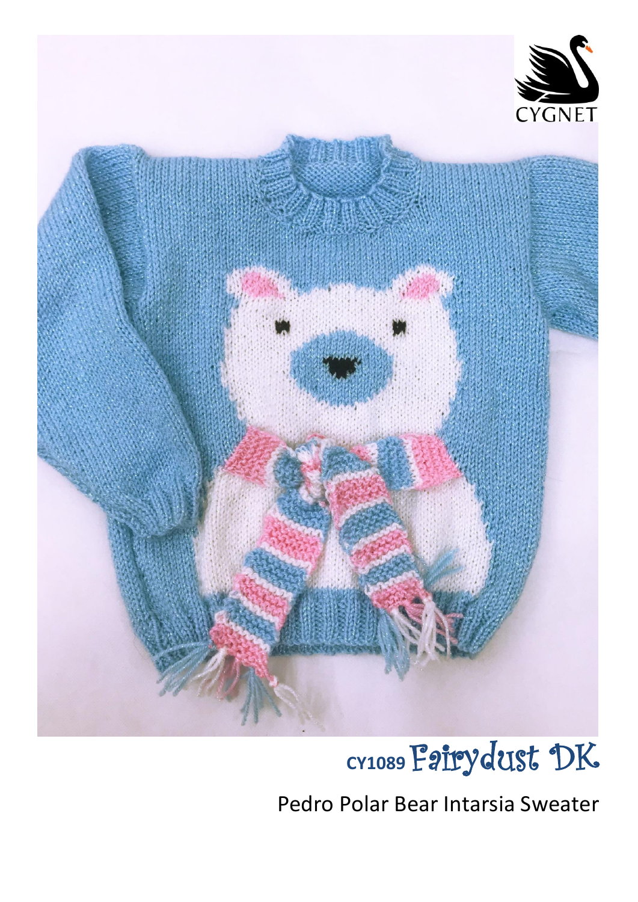CYGNET

# CY1089 Fairydust DK

Pedro Polar Bear Intarsia Sweater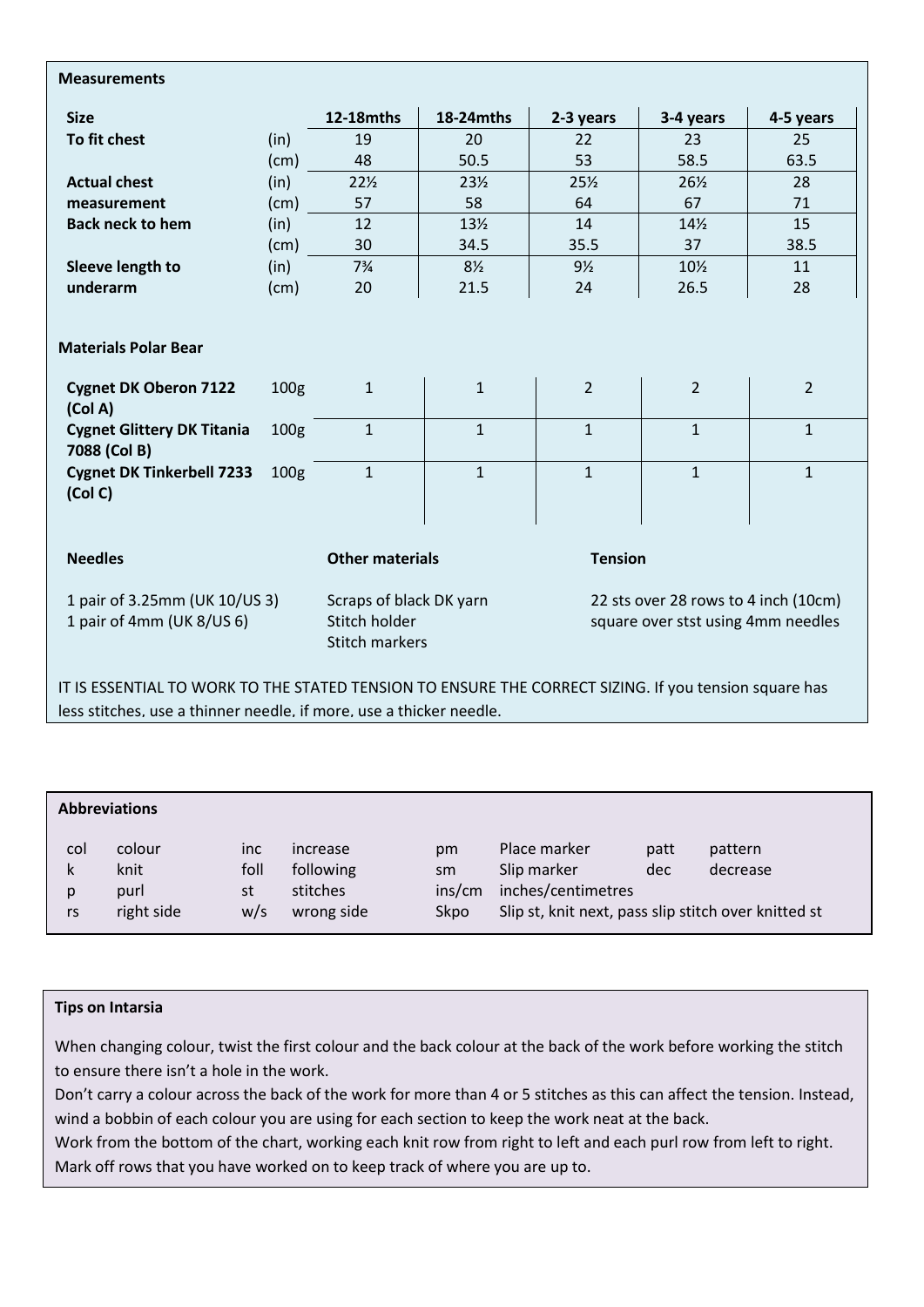## Measurements

| Size | | 12-18mths | 18-24mths | 2-3 years | 3-4 years | 4-5 years |
|---|---|---|---|---|---|---|
| To fit chest | (in) | 19 | 20 | 22 | 23 | 25 |
| | (cm) | 48 | 50.5 | 53 | 58.5 | 63.5 |
| Actual chest measurement | (in) | 22½ | 23½ | 25½ | 26½ | 28 |
| | (cm) | 57 | 58 | 64 | 67 | 71 |
| Back neck to hem | (in) | 12 | 13½ | 14 | 14½ | 15 |
| | (cm) | 30 | 34.5 | 35.5 | 37 | 38.5 |
| Sleeve length to underarm | (in) | 7¾ | 8½ | 9½ | 10½ | 11 |
| | (cm) | 20 | 21.5 | 24 | 26.5 | 28 |

## Materials Polar Bear

| | | | | | | |
|---|---|---|---|---|---|---|
| **Cygnet DK Oberon 7122 (Col A)** | 100g | 1 | 1 | 2 | 2 | 2 |
| **Cygnet Glittery DK Titania 7088 (Col B)** | 100g | 1 | 1 | 1 | 1 | 1 |
| **Cygnet DK Tinkerbell 7233 (Col C)** | 100g | 1 | 1 | 1 | 1 | 1 |

**Needles**

1 pair of 3.25mm (UK 10/US 3)
1 pair of 4mm (UK 8/US 6)

**Other materials**

Scraps of black DK yarn
Stitch holder
Stitch markers

**Tension**

22 sts over 28 rows to 4 inch (10cm) square over stst using 4mm needles

IT IS ESSENTIAL TO WORK TO THE STATED TENSION TO ENSURE THE CORRECT SIZING. If you tension square has less stitches, use a thinner needle, if more, use a thicker needle.

## Abbreviations

| | | | | | | | |
|---|---|---|---|---|---|---|---|
| col | colour | inc | increase | pm | Place marker | patt | pattern |
| k | knit | foll | following | sm | Slip marker | dec | decrease |
| p | purl | st | stitches | ins/cm | inches/centimetres | | |
| rs | right side | w/s | wrong side | Skpo | Slip st, knit next, pass slip stitch over knitted st | | |

## Tips on Intarsia

When changing colour, twist the first colour and the back colour at the back of the work before working the stitch to ensure there isn't a hole in the work.
Don't carry a colour across the back of the work for more than 4 or 5 stitches as this can affect the tension. Instead, wind a bobbin of each colour you are using for each section to keep the work neat at the back.
Work from the bottom of the chart, working each knit row from right to left and each purl row from left to right. Mark off rows that you have worked on to keep track of where you are up to.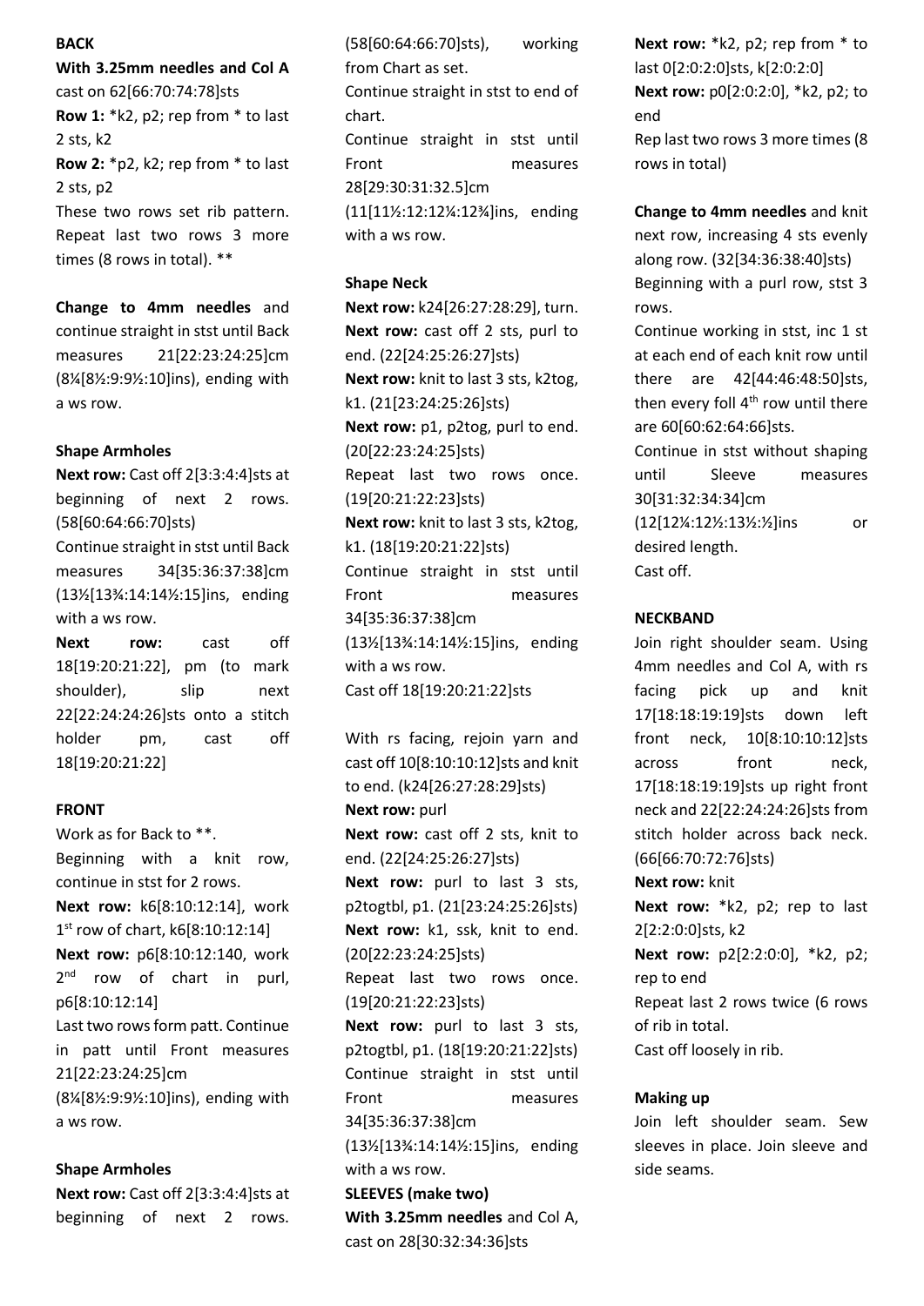**BACK**

**With 3.25mm needles and Col A** cast on 62[66:70:74:78]sts

**Row 1:** *k2, p2; rep from * to last 2 sts, k2

**Row 2:** *p2, k2; rep from * to last 2 sts, p2

These two rows set rib pattern. Repeat last two rows 3 more times (8 rows in total). **

**Change to 4mm needles** and continue straight in stst until Back measures 21[22:23:24:25]cm (8¼[8½:9:9½:10]ins), ending with a ws row.

**Shape Armholes**

**Next row:** Cast off 2[3:3:4:4]sts at beginning of next 2 rows. (58[60:64:66:70]sts)

Continue straight in stst until Back measures 34[35:36:37:38]cm (13½[13¾:14:14½:15]ins, ending with a ws row.

**Next row:** cast off 18[19:20:21:22], pm (to mark shoulder), slip next 22[22:24:24:26]sts onto a stitch holder pm, cast off 18[19:20:21:22]

**FRONT**

Work as for Back to **.

Beginning with a knit row, continue in stst for 2 rows.

**Next row:** k6[8:10:12:14], work 1st row of chart, k6[8:10:12:14]

**Next row:** p6[8:10:12:140, work 2nd row of chart in purl, p6[8:10:12:14]

Last two rows form patt. Continue in patt until Front measures 21[22:23:24:25]cm (8¼[8½:9:9½:10]ins), ending with a ws row.

**Shape Armholes**

**Next row:** Cast off 2[3:3:4:4]sts at beginning of next 2 rows. (58[60:64:66:70]sts), working from Chart as set.

Continue straight in stst to end of chart.

Continue straight in stst until Front measures 28[29:30:31:32.5]cm (11[11½:12:12¼:12¾]ins, ending with a ws row.

**Shape Neck**

**Next row:** k24[26:27:28:29], turn.

**Next row:** cast off 2 sts, purl to end. (22[24:25:26:27]sts)

**Next row:** knit to last 3 sts, k2tog, k1. (21[23:24:25:26]sts)

**Next row:** p1, p2tog, purl to end. (20[22:23:24:25]sts)

Repeat last two rows once. (19[20:21:22:23]sts)

**Next row:** knit to last 3 sts, k2tog, k1. (18[19:20:21:22]sts)

Continue straight in stst until Front measures 34[35:36:37:38]cm (13½[13¾:14:14½:15]ins, ending with a ws row.

Cast off 18[19:20:21:22]sts

With rs facing, rejoin yarn and cast off 10[8:10:10:12]sts and knit to end. (k24[26:27:28:29]sts)

**Next row:** purl

**Next row:** cast off 2 sts, knit to end. (22[24:25:26:27]sts)

**Next row:** purl to last 3 sts, p2togtbl, p1. (21[23:24:25:26]sts)

**Next row:** k1, ssk, knit to end. (20[22:23:24:25]sts)

Repeat last two rows once. (19[20:21:22:23]sts)

**Next row:** purl to last 3 sts, p2togtbl, p1. (18[19:20:21:22]sts)

Continue straight in stst until Front measures 34[35:36:37:38]cm (13½[13¾:14:14½:15]ins, ending with a ws row.

**SLEEVES (make two)**

**With 3.25mm needles** and Col A, cast on 28[30:32:34:36]sts

**Next row:** *k2, p2; rep from * to last 0[2:0:2:0]sts, k[2:0:2:0]

**Next row:** p0[2:0:2:0], *k2, p2; to end

Rep last two rows 3 more times (8 rows in total)

**Change to 4mm needles** and knit next row, increasing 4 sts evenly along row. (32[34:36:38:40]sts)

Beginning with a purl row, stst 3 rows.

Continue working in stst, inc 1 st at each end of each knit row until there are 42[44:46:48:50]sts, then every foll 4th row until there are 60[60:62:64:66]sts.

Continue in stst without shaping until Sleeve measures 30[31:32:34:34]cm (12[12¼:12½:13½:½]ins or desired length.

Cast off.

**NECKBAND**

Join right shoulder seam. Using 4mm needles and Col A, with rs facing pick up and knit 17[18:18:19:19]sts down left front neck, 10[8:10:10:12]sts across front neck, 17[18:18:19:19]sts up right front neck and 22[22:24:24:26]sts from stitch holder across back neck. (66[66:70:72:76]sts)

**Next row:** knit

**Next row:** *k2, p2; rep to last 2[2:2:0:0]sts, k2

**Next row:** p2[2:2:0:0], *k2, p2; rep to end

Repeat last 2 rows twice (6 rows of rib in total.

Cast off loosely in rib.

**Making up**

Join left shoulder seam. Sew sleeves in place. Join sleeve and side seams.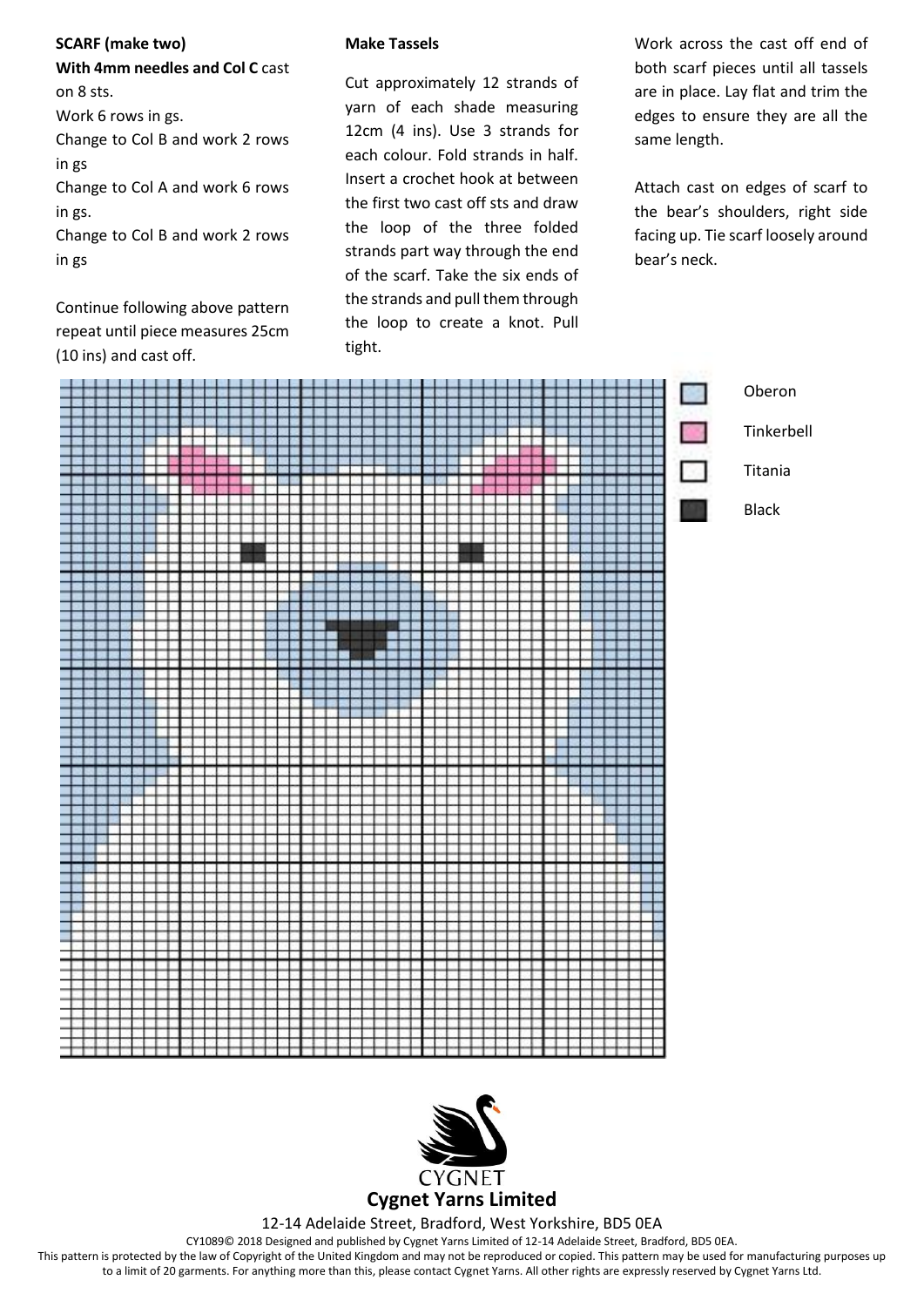**SCARF (make two)**

**With 4mm needles and Col C** cast on 8 sts.

Work 6 rows in gs.

Change to Col B and work 2 rows in gs

Change to Col A and work 6 rows in gs.

Change to Col B and work 2 rows in gs

Continue following above pattern repeat until piece measures 25cm (10 ins) and cast off.

**Make Tassels**

Cut approximately 12 strands of yarn of each shade measuring 12cm (4 ins). Use 3 strands for each colour. Fold strands in half. Insert a crochet hook at between the first two cast off sts and draw the loop of the three folded strands part way through the end of the scarf. Take the six ends of the strands and pull them through the loop to create a knot. Pull tight.

Work across the cast off end of both scarf pieces until all tassels are in place. Lay flat and trim the edges to ensure they are all the same length.

Attach cast on edges of scarf to the bear's shoulders, right side facing up. Tie scarf loosely around bear's neck.

Oberon

Tinkerbell

Titania

Black

**Cygnet Yarns Limited**

12-14 Adelaide Street, Bradford, West Yorkshire, BD5 0EA

CY1089© 2018 Designed and published by Cygnet Yarns Limited of 12-14 Adelaide Street, Bradford, BD5 0EA.

This pattern is protected by the law of Copyright of the United Kingdom and may not be reproduced or copied. This pattern may be used for manufacturing purposes up to a limit of 20 garments. For anything more than this, please contact Cygnet Yarns. All other rights are expressly reserved by Cygnet Yarns Ltd.